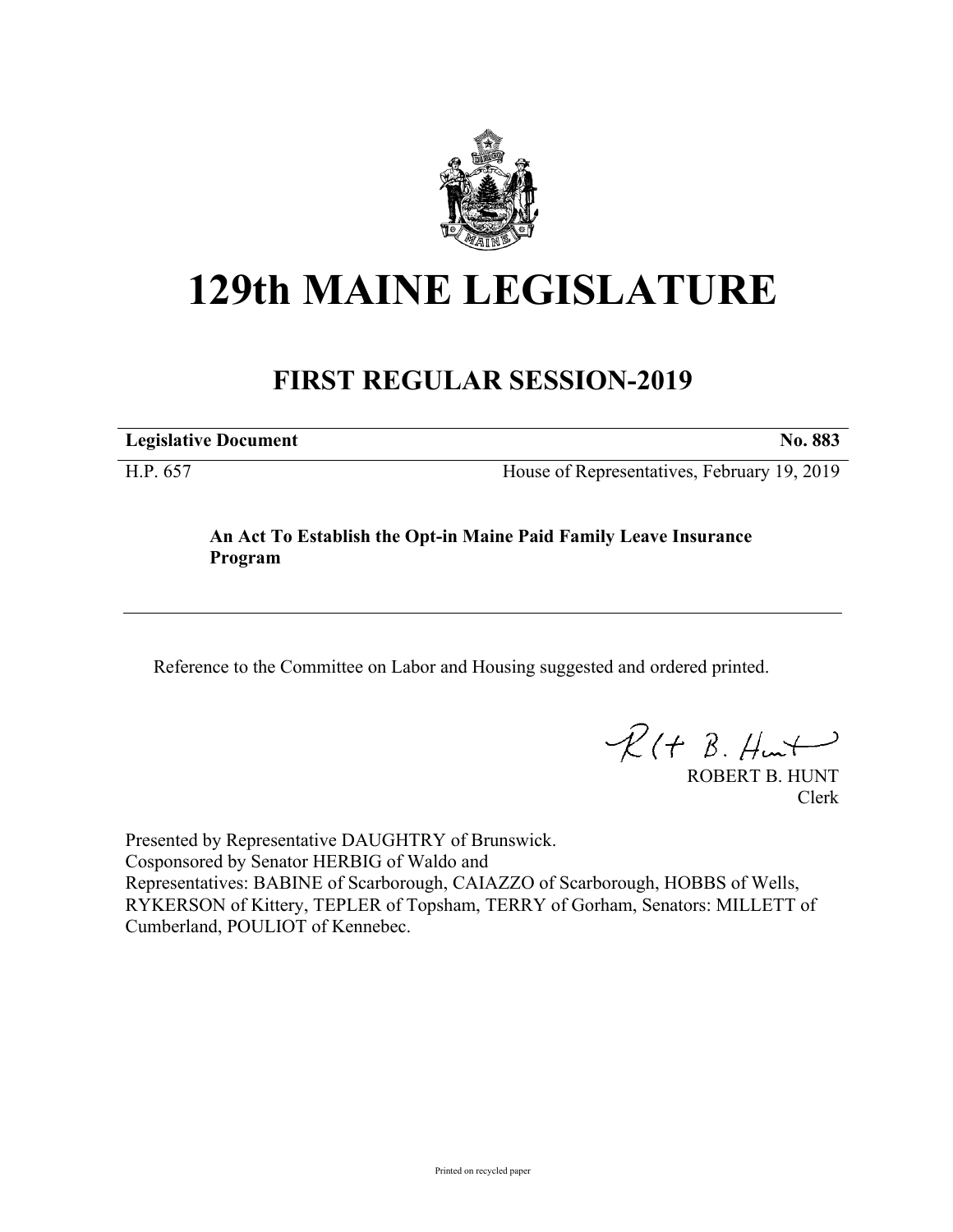# 129th MAINE LEGISLATURE

## FIRST REGULAR SESSION-2019

**Legislative Document** **No. 883**

H.P. 657 House of Representatives, February 19, 2019

**An Act To Establish the Opt-in Maine Paid Family Leave Insurance Program**

Reference to the Committee on Labor and Housing suggested and ordered printed.

ROBERT B. HUNT
Clerk

Presented by Representative DAUGHTRY of Brunswick.
Cosponsored by Senator HERBIG of Waldo and
Representatives: BABINE of Scarborough, CAIAZZO of Scarborough, HOBBS of Wells, RYKERSON of Kittery, TEPLER of Topsham, TERRY of Gorham, Senators: MILLETT of Cumberland, POULIOT of Kennebec.

Printed on recycled paper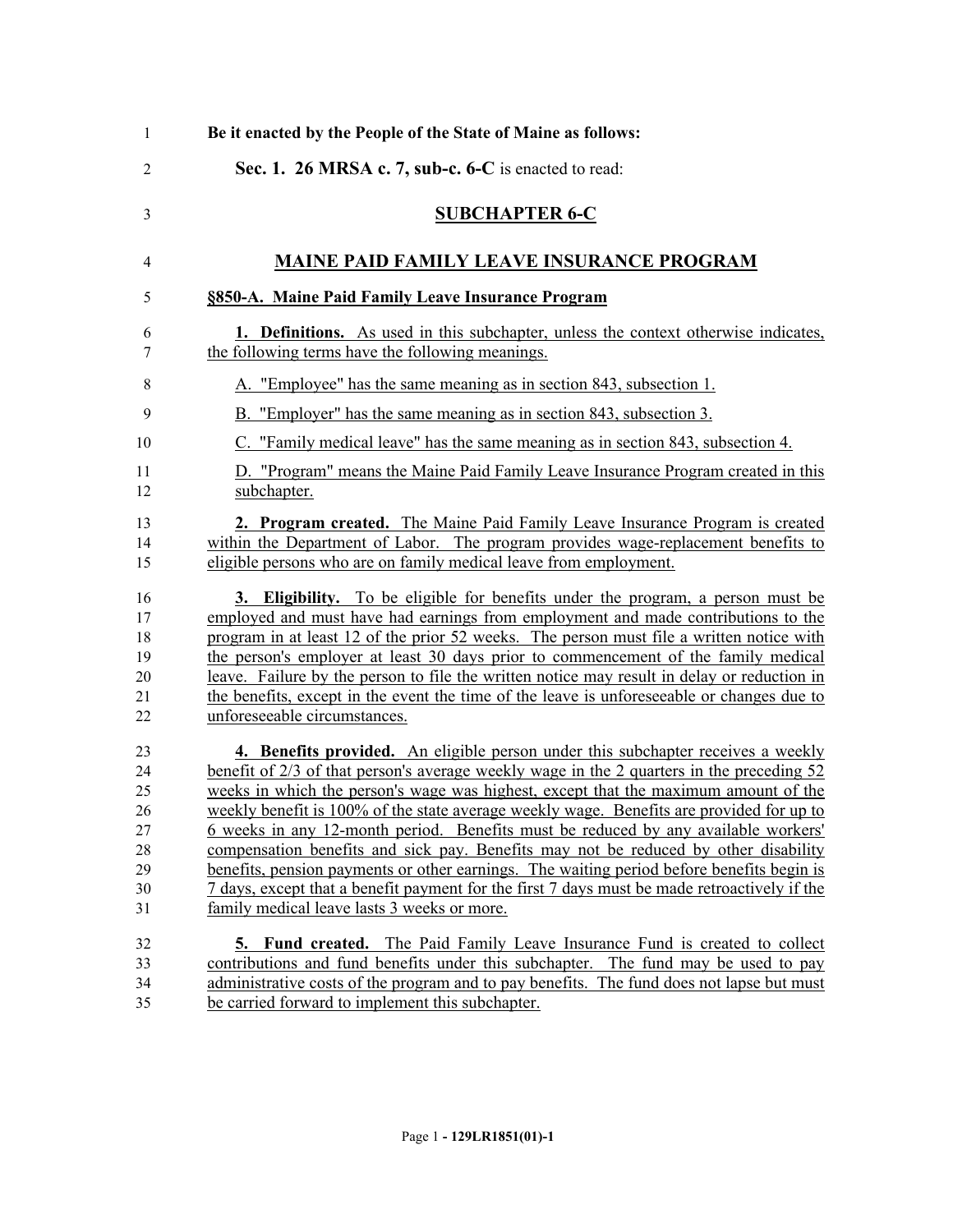**Be it enacted by the People of the State of Maine as follows:**

**Sec. 1. 26 MRSA c. 7, sub-c. 6-C** is enacted to read:

## SUBCHAPTER 6-C

## MAINE PAID FAMILY LEAVE INSURANCE PROGRAM

### §850-A. Maine Paid Family Leave Insurance Program

**1. Definitions.** As used in this subchapter, unless the context otherwise indicates, the following terms have the following meanings.

A. "Employee" has the same meaning as in section 843, subsection 1.

B. "Employer" has the same meaning as in section 843, subsection 3.

C. "Family medical leave" has the same meaning as in section 843, subsection 4.

D. "Program" means the Maine Paid Family Leave Insurance Program created in this subchapter.

**2. Program created.** The Maine Paid Family Leave Insurance Program is created within the Department of Labor. The program provides wage-replacement benefits to eligible persons who are on family medical leave from employment.

**3. Eligibility.** To be eligible for benefits under the program, a person must be employed and must have had earnings from employment and made contributions to the program in at least 12 of the prior 52 weeks. The person must file a written notice with the person's employer at least 30 days prior to commencement of the family medical leave. Failure by the person to file the written notice may result in delay or reduction in the benefits, except in the event the time of the leave is unforeseeable or changes due to unforeseeable circumstances.

**4. Benefits provided.** An eligible person under this subchapter receives a weekly benefit of 2/3 of that person's average weekly wage in the 2 quarters in the preceding 52 weeks in which the person's wage was highest, except that the maximum amount of the weekly benefit is 100% of the state average weekly wage. Benefits are provided for up to 6 weeks in any 12-month period. Benefits must be reduced by any available workers' compensation benefits and sick pay. Benefits may not be reduced by other disability benefits, pension payments or other earnings. The waiting period before benefits begin is 7 days, except that a benefit payment for the first 7 days must be made retroactively if the family medical leave lasts 3 weeks or more.

**5. Fund created.** The Paid Family Leave Insurance Fund is created to collect contributions and fund benefits under this subchapter. The fund may be used to pay administrative costs of the program and to pay benefits. The fund does not lapse but must be carried forward to implement this subchapter.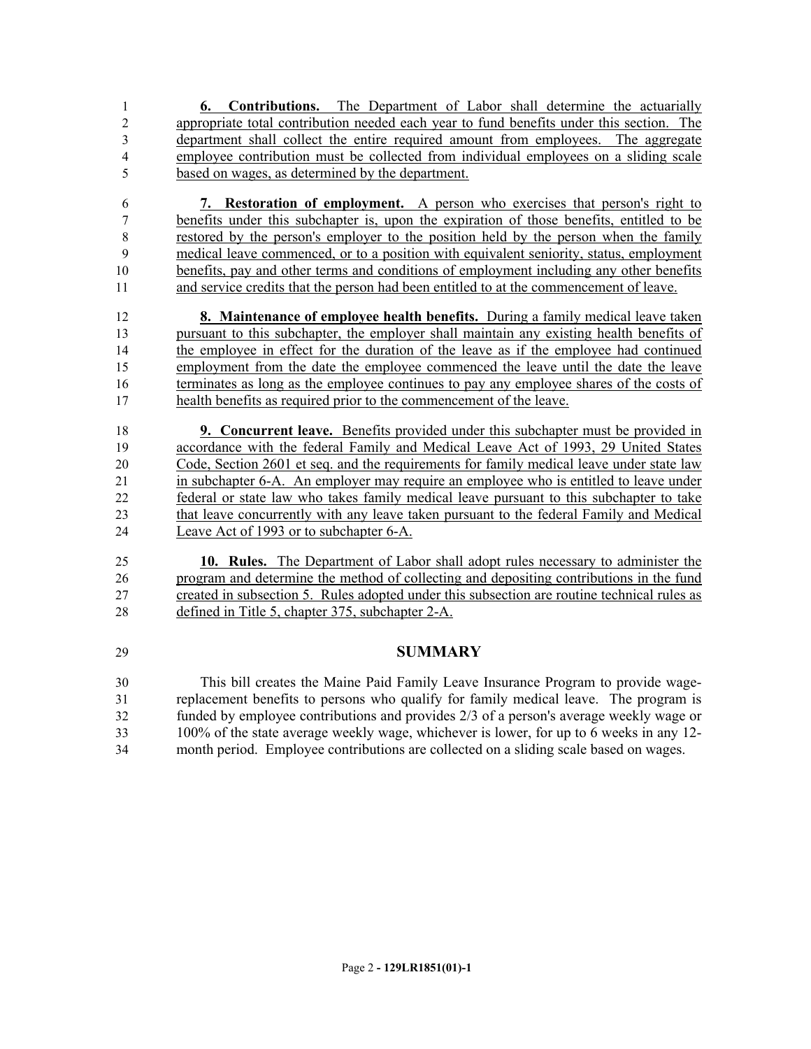**6. Contributions.** The Department of Labor shall determine the actuarially appropriate total contribution needed each year to fund benefits under this section. The department shall collect the entire required amount from employees. The aggregate employee contribution must be collected from individual employees on a sliding scale based on wages, as determined by the department.

**7. Restoration of employment.** A person who exercises that person's right to benefits under this subchapter is, upon the expiration of those benefits, entitled to be restored by the person's employer to the position held by the person when the family medical leave commenced, or to a position with equivalent seniority, status, employment benefits, pay and other terms and conditions of employment including any other benefits and service credits that the person had been entitled to at the commencement of leave.

**8. Maintenance of employee health benefits.** During a family medical leave taken pursuant to this subchapter, the employer shall maintain any existing health benefits of the employee in effect for the duration of the leave as if the employee had continued employment from the date the employee commenced the leave until the date the leave terminates as long as the employee continues to pay any employee shares of the costs of health benefits as required prior to the commencement of the leave.

**9. Concurrent leave.** Benefits provided under this subchapter must be provided in accordance with the federal Family and Medical Leave Act of 1993, 29 United States Code, Section 2601 et seq. and the requirements for family medical leave under state law in subchapter 6-A. An employer may require an employee who is entitled to leave under federal or state law who takes family medical leave pursuant to this subchapter to take that leave concurrently with any leave taken pursuant to the federal Family and Medical Leave Act of 1993 or to subchapter 6-A.

**10. Rules.** The Department of Labor shall adopt rules necessary to administer the program and determine the method of collecting and depositing contributions in the fund created in subsection 5. Rules adopted under this subsection are routine technical rules as defined in Title 5, chapter 375, subchapter 2-A.

## SUMMARY

This bill creates the Maine Paid Family Leave Insurance Program to provide wage-replacement benefits to persons who qualify for family medical leave. The program is funded by employee contributions and provides 2/3 of a person's average weekly wage or 100% of the state average weekly wage, whichever is lower, for up to 6 weeks in any 12-month period. Employee contributions are collected on a sliding scale based on wages.